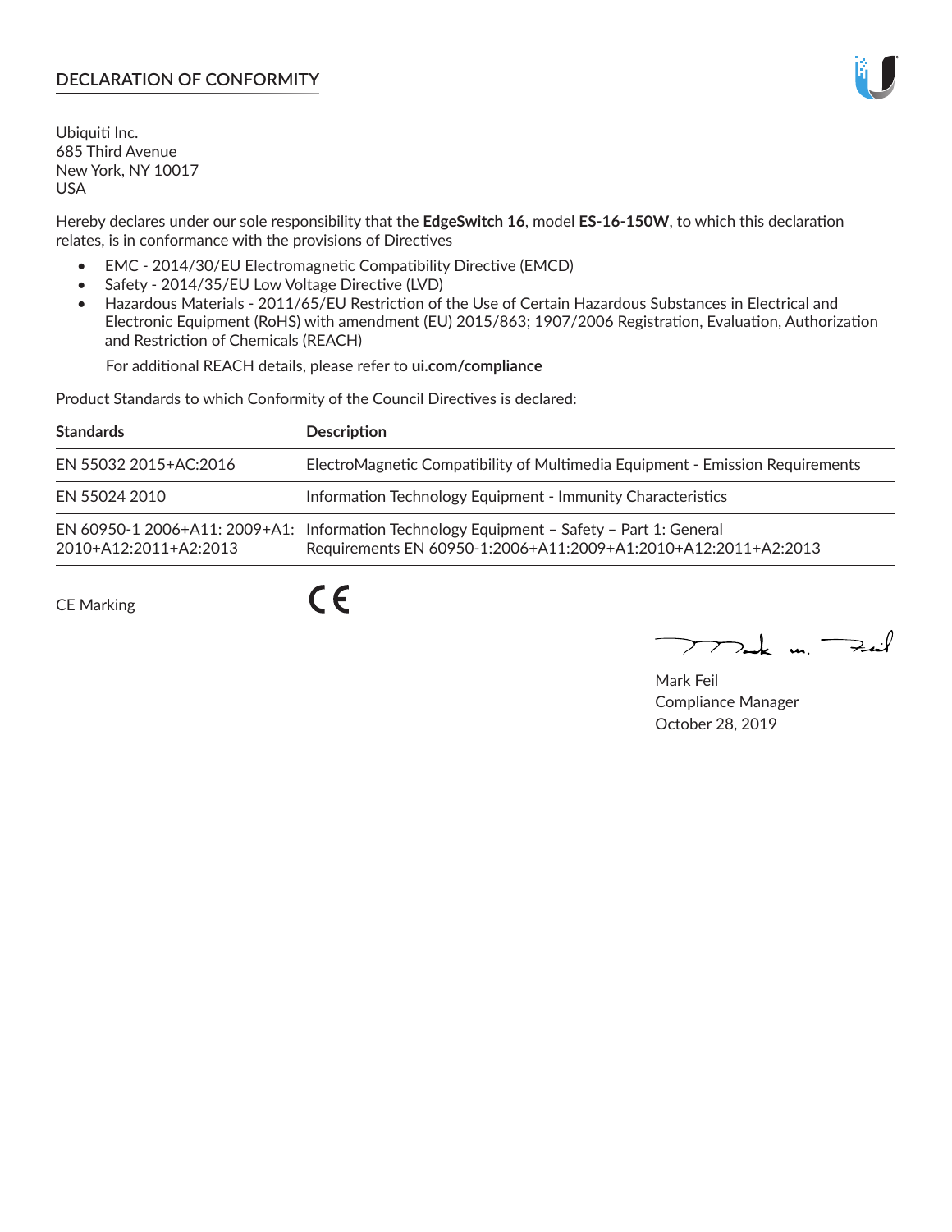## DECLARATION OF CONFORMITY

Ubiquiti Inc.
685 Third Avenue
New York, NY 10017
USA

Hereby declares under our sole responsibility that the **EdgeSwitch 16**, model **ES-16-150W**, to which this declaration relates, is in conformance with the provisions of Directives

- EMC - 2014/30/EU Electromagnetic Compatibility Directive (EMCD)
- Safety - 2014/35/EU Low Voltage Directive (LVD)
- Hazardous Materials - 2011/65/EU Restriction of the Use of Certain Hazardous Substances in Electrical and Electronic Equipment (RoHS) with amendment (EU) 2015/863; 1907/2006 Registration, Evaluation, Authorization and Restriction of Chemicals (REACH)

  For additional REACH details, please refer to **ui.com/compliance**

Product Standards to which Conformity of the Council Directives is declared:

| Standards | Description |
| --- | --- |
| EN 55032 2015+AC:2016 | ElectroMagnetic Compatibility of Multimedia Equipment - Emission Requirements |
| EN 55024 2010 | Information Technology Equipment - Immunity Characteristics |
| EN 60950-1 2006+A11: 2009+A1: 2010+A12:2011+A2:2013 | Information Technology Equipment – Safety – Part 1: General Requirements EN 60950-1:2006+A11:2009+A1:2010+A12:2011+A2:2013 |

CE Marking CE

Mark Feil
Compliance Manager
October 28, 2019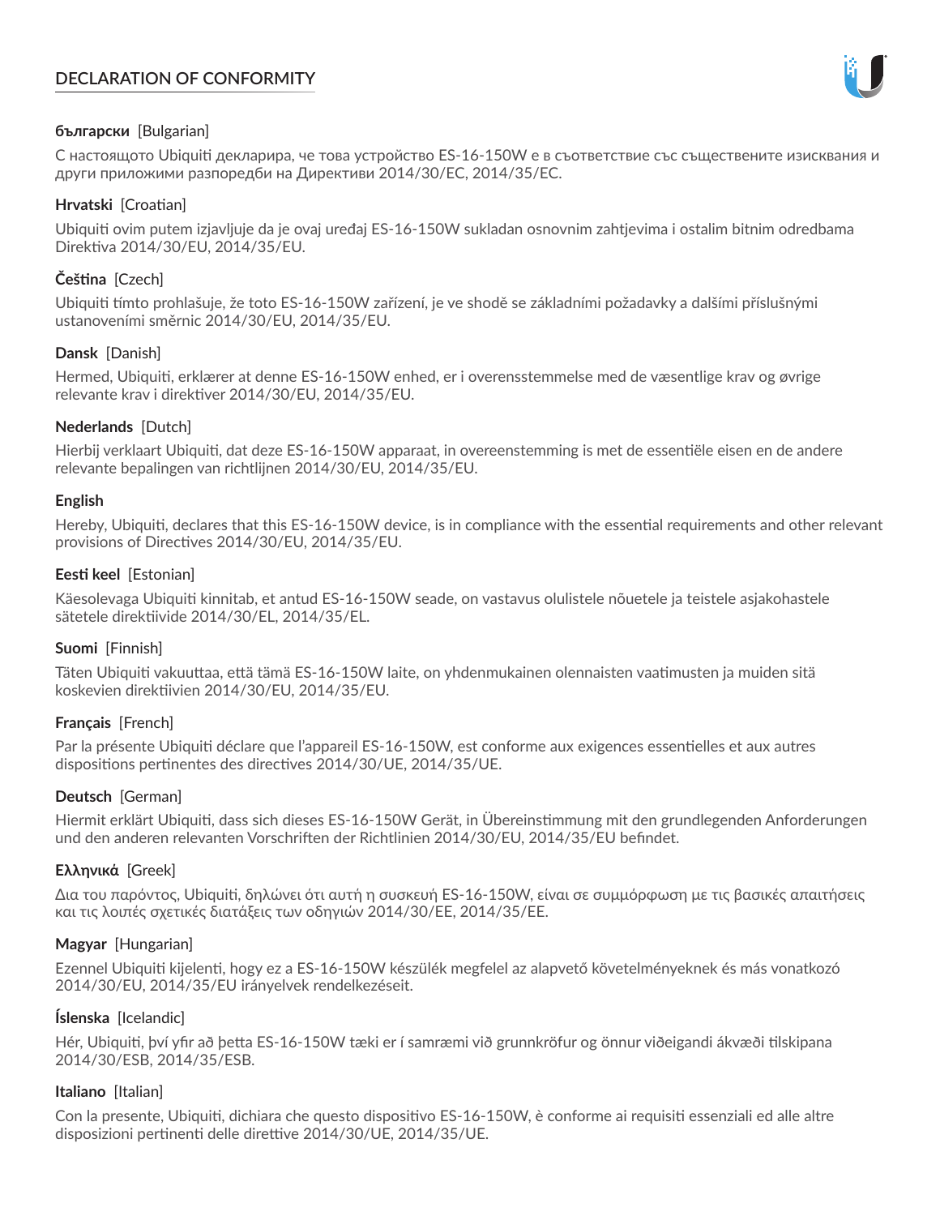# DECLARATION OF CONFORMITY

**български** [Bulgarian]

С настоящото Ubiquiti декларира, че това устройство ES-16-150W е в съответствие със съществените изисквания и други приложими разпоредби на Директиви 2014/30/ЕС, 2014/35/ЕС.

**Hrvatski** [Croatian]

Ubiquiti ovim putem izjavljuje da je ovaj uređaj ES-16-150W sukladan osnovnim zahtjevima i ostalim bitnim odredbama Direktiva 2014/30/EU, 2014/35/EU.

**Čeština** [Czech]

Ubiquiti tímto prohlašuje, že toto ES-16-150W zařízení, je ve shodě se základními požadavky a dalšími příslušnými ustanoveními směrnic 2014/30/EU, 2014/35/EU.

**Dansk** [Danish]

Hermed, Ubiquiti, erklærer at denne ES-16-150W enhed, er i overensstemmelse med de væsentlige krav og øvrige relevante krav i direktiver 2014/30/EU, 2014/35/EU.

**Nederlands** [Dutch]

Hierbij verklaart Ubiquiti, dat deze ES-16-150W apparaat, in overeenstemming is met de essentiële eisen en de andere relevante bepalingen van richtlijnen 2014/30/EU, 2014/35/EU.

**English**

Hereby, Ubiquiti, declares that this ES-16-150W device, is in compliance with the essential requirements and other relevant provisions of Directives 2014/30/EU, 2014/35/EU.

**Eesti keel** [Estonian]

Käesolevaga Ubiquiti kinnitab, et antud ES-16-150W seade, on vastavus olulistele nõuetele ja teistele asjakohastele sätetele direktiivide 2014/30/EL, 2014/35/EL.

**Suomi** [Finnish]

Täten Ubiquiti vakuuttaa, että tämä ES-16-150W laite, on yhdenmukainen olennaisten vaatimusten ja muiden sitä koskevien direktiivien 2014/30/EU, 2014/35/EU.

**Français** [French]

Par la présente Ubiquiti déclare que l'appareil ES-16-150W, est conforme aux exigences essentielles et aux autres dispositions pertinentes des directives 2014/30/UE, 2014/35/UE.

**Deutsch** [German]

Hiermit erklärt Ubiquiti, dass sich dieses ES-16-150W Gerät, in Übereinstimmung mit den grundlegenden Anforderungen und den anderen relevanten Vorschriften der Richtlinien 2014/30/EU, 2014/35/EU befindet.

**Ελληνικά** [Greek]

Δια του παρόντος, Ubiquiti, δηλώνει ότι αυτή η συσκευή ES-16-150W, είναι σε συμμόρφωση με τις βασικές απαιτήσεις και τις λοιπές σχετικές διατάξεις των οδηγιών 2014/30/EE, 2014/35/EE.

**Magyar** [Hungarian]

Ezennel Ubiquiti kijelenti, hogy ez a ES-16-150W készülék megfelel az alapvető követelményeknek és más vonatkozó 2014/30/EU, 2014/35/EU irányelvek rendelkezéseit.

**Íslenska** [Icelandic]

Hér, Ubiquiti, því yfir að þetta ES-16-150W tæki er í samræmi við grunnkröfur og önnur viðeigandi ákvæði tilskipana 2014/30/ESB, 2014/35/ESB.

**Italiano** [Italian]

Con la presente, Ubiquiti, dichiara che questo dispositivo ES-16-150W, è conforme ai requisiti essenziali ed alle altre disposizioni pertinenti delle direttive 2014/30/UE, 2014/35/UE.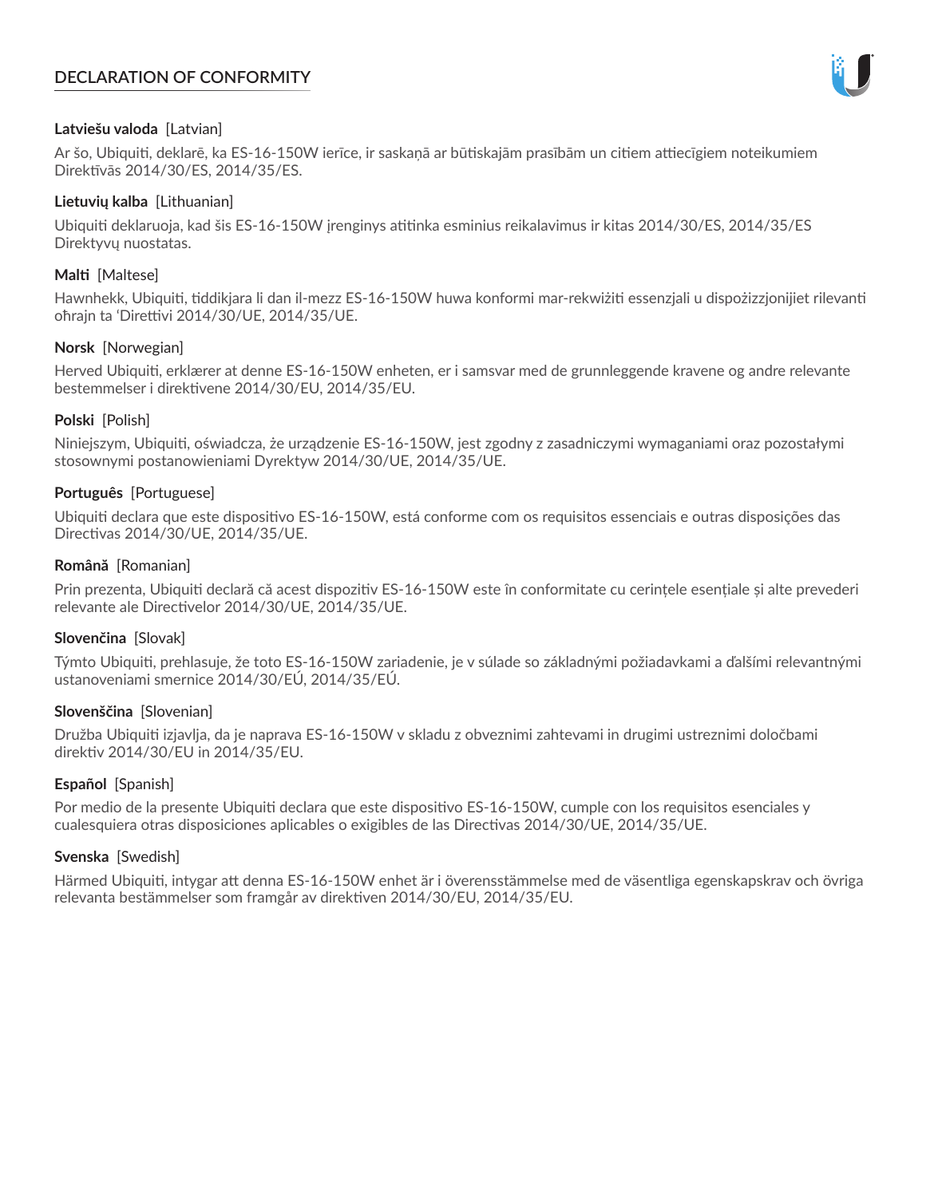# DECLARATION OF CONFORMITY

**Latviešu valoda** [Latvian]

Ar šo, Ubiquiti, deklarē, ka ES-16-150W ierīce, ir saskaņā ar būtiskajām prasībām un citiem attiecīgiem noteikumiem Direktīvās 2014/30/ES, 2014/35/ES.

**Lietuvių kalba** [Lithuanian]

Ubiquiti deklaruoja, kad šis ES-16-150W įrenginys atitinka esminius reikalavimus ir kitas 2014/30/ES, 2014/35/ES Direktyvų nuostatas.

**Malti** [Maltese]

Hawnhekk, Ubiquiti, tiddikjara li dan il-mezz ES-16-150W huwa konformi mar-rekwiżiti essenzjali u dispożizzjonijiet rilevanti oħrajn ta 'Direttivi 2014/30/UE, 2014/35/UE.

**Norsk** [Norwegian]

Herved Ubiquiti, erklærer at denne ES-16-150W enheten, er i samsvar med de grunnleggende kravene og andre relevante bestemmelser i direktivene 2014/30/EU, 2014/35/EU.

**Polski** [Polish]

Niniejszym, Ubiquiti, oświadcza, że urządzenie ES-16-150W, jest zgodny z zasadniczymi wymaganiami oraz pozostałymi stosownymi postanowieniami Dyrektyw 2014/30/UE, 2014/35/UE.

**Português** [Portuguese]

Ubiquiti declara que este dispositivo ES-16-150W, está conforme com os requisitos essenciais e outras disposições das Directivas 2014/30/UE, 2014/35/UE.

**Română** [Romanian]

Prin prezenta, Ubiquiti declară că acest dispozitiv ES-16-150W este în conformitate cu cerințele esențiale și alte prevederi relevante ale Directivelor 2014/30/UE, 2014/35/UE.

**Slovenčina** [Slovak]

Týmto Ubiquiti, prehlasuje, že toto ES-16-150W zariadenie, je v súlade so základnými požiadavkami a ďalšími relevantnými ustanoveniami smernice 2014/30/EÚ, 2014/35/EÚ.

**Slovenščina** [Slovenian]

Družba Ubiquiti izjavlja, da je naprava ES-16-150W v skladu z obveznimi zahtevami in drugimi ustreznimi določbami direktiv 2014/30/EU in 2014/35/EU.

**Español** [Spanish]

Por medio de la presente Ubiquiti declara que este dispositivo ES-16-150W, cumple con los requisitos esenciales y cualesquiera otras disposiciones aplicables o exigibles de las Directivas 2014/30/UE, 2014/35/UE.

**Svenska** [Swedish]

Härmed Ubiquiti, intygar att denna ES-16-150W enhet är i överensstämmelse med de väsentliga egenskapskrav och övriga relevanta bestämmelser som framgår av direktiven 2014/30/EU, 2014/35/EU.